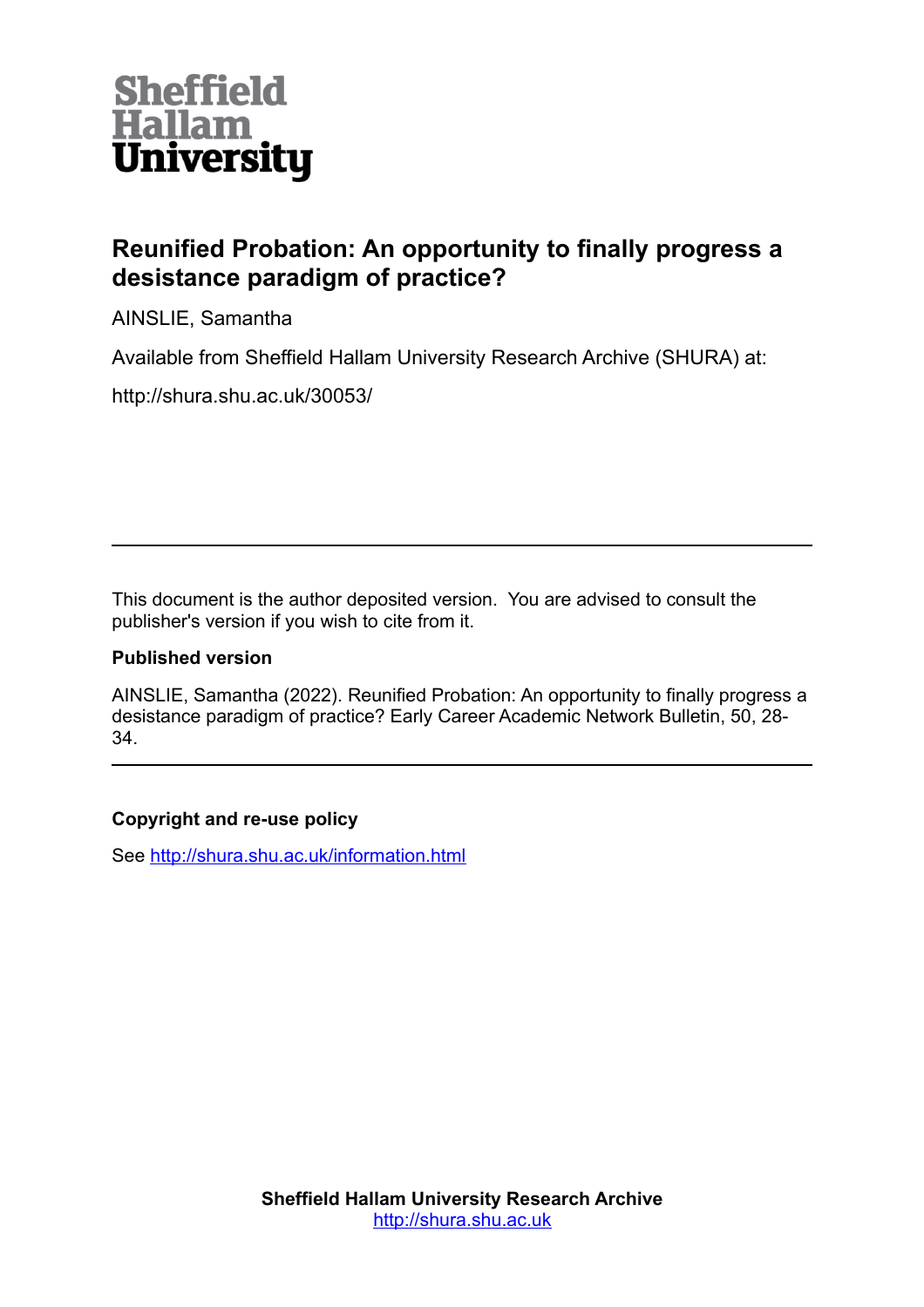Sheffield Hallam University

# Reunified Probation: An opportunity to finally progress a desistance paradigm of practice?

AINSLIE, Samantha

Available from Sheffield Hallam University Research Archive (SHURA) at:

http://shura.shu.ac.uk/30053/

---

This document is the author deposited version. You are advised to consult the publisher's version if you wish to cite from it.

**Published version**

AINSLIE, Samantha (2022). Reunified Probation: An opportunity to finally progress a desistance paradigm of practice? Early Career Academic Network Bulletin, 50, 28-34.

---

**Copyright and re-use policy**

See http://shura.shu.ac.uk/information.html

**Sheffield Hallam University Research Archive**
http://shura.shu.ac.uk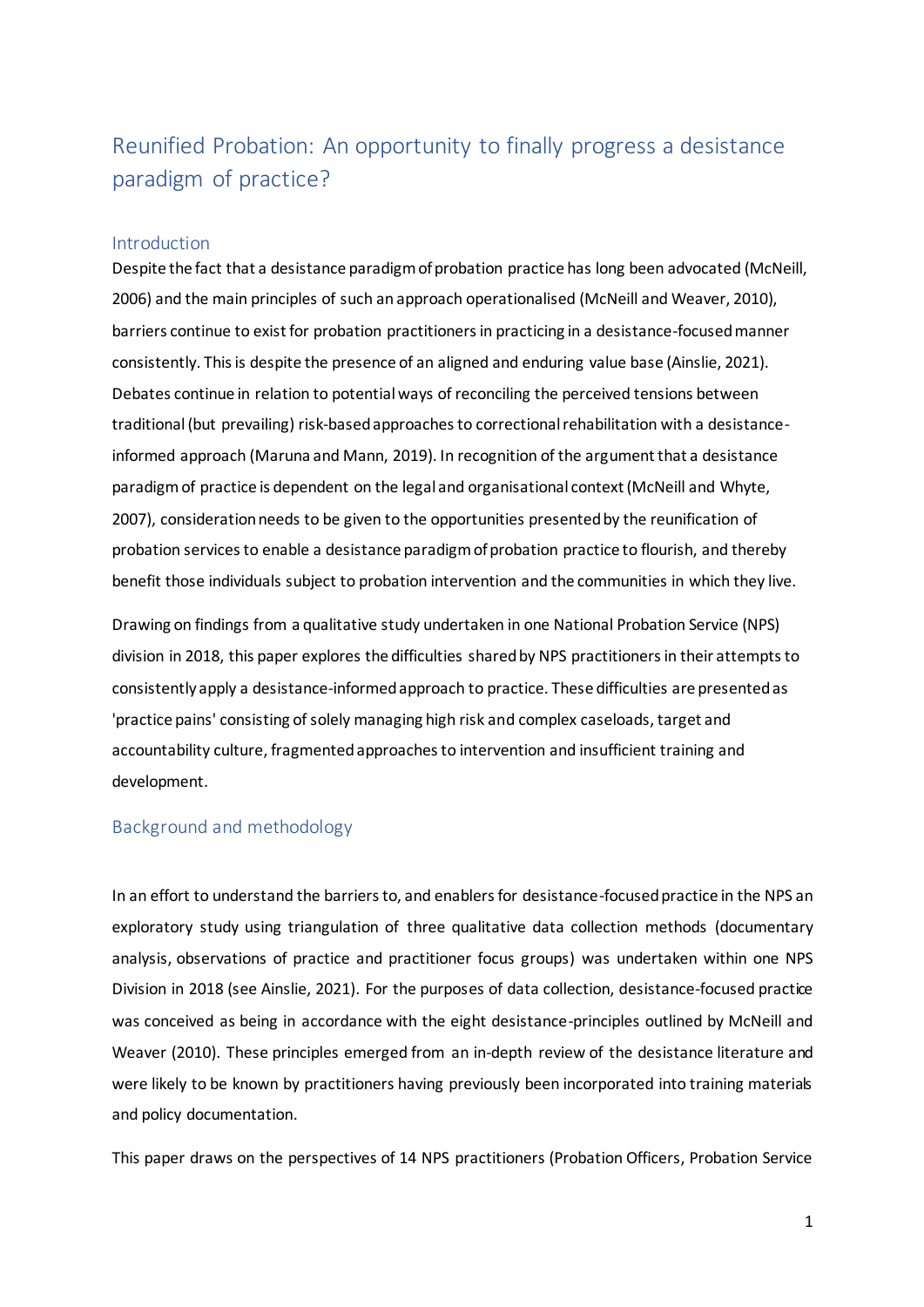# Reunified Probation: An opportunity to finally progress a desistance paradigm of practice?

## Introduction

Despite the fact that a desistance paradigm of probation practice has long been advocated (McNeill, 2006) and the main principles of such an approach operationalised (McNeill and Weaver, 2010), barriers continue to exist for probation practitioners in practicing in a desistance-focused manner consistently. This is despite the presence of an aligned and enduring value base (Ainslie, 2021). Debates continue in relation to potential ways of reconciling the perceived tensions between traditional (but prevailing) risk-based approaches to correctional rehabilitation with a desistance-informed approach (Maruna and Mann, 2019). In recognition of the argument that a desistance paradigm of practice is dependent on the legal and organisational context (McNeill and Whyte, 2007), consideration needs to be given to the opportunities presented by the reunification of probation services to enable a desistance paradigm of probation practice to flourish, and thereby benefit those individuals subject to probation intervention and the communities in which they live.

Drawing on findings from a qualitative study undertaken in one National Probation Service (NPS) division in 2018, this paper explores the difficulties shared by NPS practitioners in their attempts to consistently apply a desistance-informed approach to practice. These difficulties are presented as 'practice pains' consisting of solely managing high risk and complex caseloads, target and accountability culture, fragmented approaches to intervention and insufficient training and development.

## Background and methodology

In an effort to understand the barriers to, and enablers for desistance-focused practice in the NPS an exploratory study using triangulation of three qualitative data collection methods (documentary analysis, observations of practice and practitioner focus groups) was undertaken within one NPS Division in 2018 (see Ainslie, 2021). For the purposes of data collection, desistance-focused practice was conceived as being in accordance with the eight desistance-principles outlined by McNeill and Weaver (2010). These principles emerged from an in-depth review of the desistance literature and were likely to be known by practitioners having previously been incorporated into training materials and policy documentation.

This paper draws on the perspectives of 14 NPS practitioners (Probation Officers, Probation Service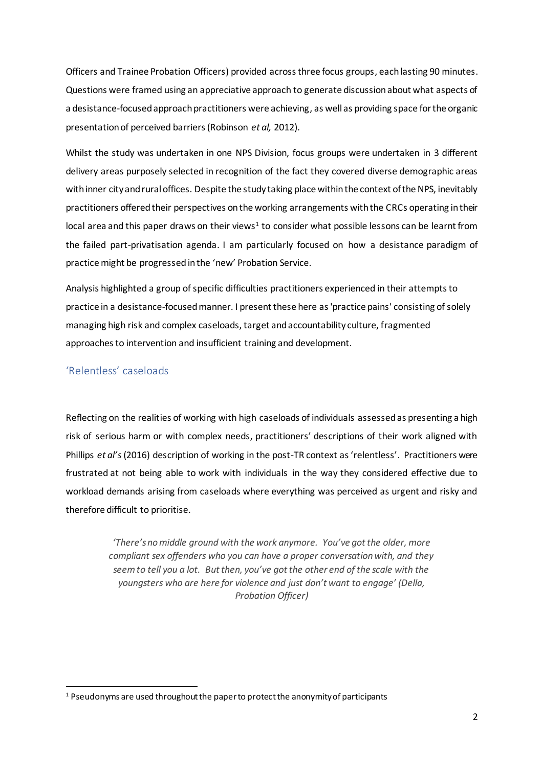Officers and Trainee Probation Officers) provided across three focus groups, each lasting 90 minutes. Questions were framed using an appreciative approach to generate discussion about what aspects of a desistance-focused approach practitioners were achieving, as well as providing space for the organic presentation of perceived barriers (Robinson *et al,* 2012).

Whilst the study was undertaken in one NPS Division, focus groups were undertaken in 3 different delivery areas purposely selected in recognition of the fact they covered diverse demographic areas with inner city and rural offices. Despite the study taking place within the context of the NPS, inevitably practitioners offered their perspectives on the working arrangements with the CRCs operating in their local area and this paper draws on their views[1] to consider what possible lessons can be learnt from the failed part-privatisation agenda. I am particularly focused on how a desistance paradigm of practice might be progressed in the 'new' Probation Service.

Analysis highlighted a group of specific difficulties practitioners experienced in their attempts to practice in a desistance-focused manner. I present these here as 'practice pains' consisting of solely managing high risk and complex caseloads, target and accountability culture, fragmented approaches to intervention and insufficient training and development.

## 'Relentless' caseloads

Reflecting on the realities of working with high caseloads of individuals assessed as presenting a high risk of serious harm or with complex needs, practitioners' descriptions of their work aligned with Phillips *et al's* (2016) description of working in the post-TR context as 'relentless'. Practitioners were frustrated at not being able to work with individuals in the way they considered effective due to workload demands arising from caseloads where everything was perceived as urgent and risky and therefore difficult to prioritise.

> *'There's no middle ground with the work anymore. You've got the older, more compliant sex offenders who you can have a proper conversation with, and they seem to tell you a lot. But then, you've got the other end of the scale with the youngsters who are here for violence and just don't want to engage' (Della, Probation Officer)*

[1] Pseudonyms are used throughout the paper to protect the anonymity of participants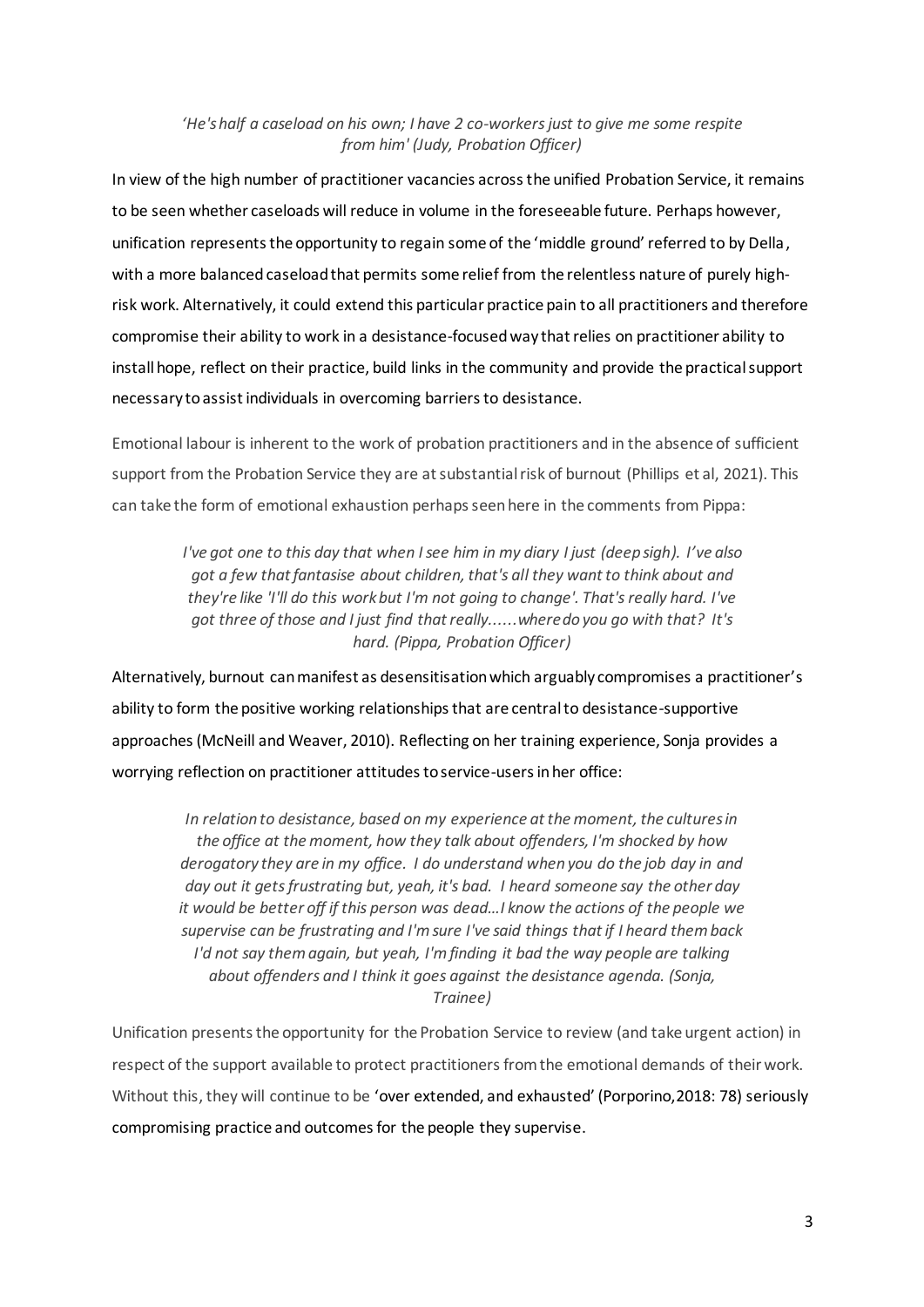> *'He's half a caseload on his own; I have 2 co-workers just to give me some respite from him' (Judy, Probation Officer)*

In view of the high number of practitioner vacancies across the unified Probation Service, it remains to be seen whether caseloads will reduce in volume in the foreseeable future. Perhaps however, unification represents the opportunity to regain some of the 'middle ground' referred to by Della, with a more balanced caseload that permits some relief from the relentless nature of purely high-risk work. Alternatively, it could extend this particular practice pain to all practitioners and therefore compromise their ability to work in a desistance-focused way that relies on practitioner ability to install hope, reflect on their practice, build links in the community and provide the practical support necessary to assist individuals in overcoming barriers to desistance.

Emotional labour is inherent to the work of probation practitioners and in the absence of sufficient support from the Probation Service they are at substantial risk of burnout (Phillips et al, 2021). This can take the form of emotional exhaustion perhaps seen here in the comments from Pippa:

> *I've got one to this day that when I see him in my diary I just (deep sigh). I've also got a few that fantasise about children, that's all they want to think about and they're like 'I'll do this work but I'm not going to change'. That's really hard. I've got three of those and I just find that really......where do you go with that? It's hard. (Pippa, Probation Officer)*

Alternatively, burnout can manifest as desensitisation which arguably compromises a practitioner's ability to form the positive working relationships that are central to desistance-supportive approaches (McNeill and Weaver, 2010). Reflecting on her training experience, Sonja provides a worrying reflection on practitioner attitudes to service-users in her office:

> *In relation to desistance, based on my experience at the moment, the cultures in the office at the moment, how they talk about offenders, I'm shocked by how derogatory they are in my office. I do understand when you do the job day in and day out it gets frustrating but, yeah, it's bad. I heard someone say the other day it would be better off if this person was dead…I know the actions of the people we supervise can be frustrating and I'm sure I've said things that if I heard them back I'd not say them again, but yeah, I'm finding it bad the way people are talking about offenders and I think it goes against the desistance agenda. (Sonja, Trainee)*

Unification presents the opportunity for the Probation Service to review (and take urgent action) in respect of the support available to protect practitioners from the emotional demands of their work. Without this, they will continue to be 'over extended, and exhausted' (Porporino, 2018: 78) seriously compromising practice and outcomes for the people they supervise.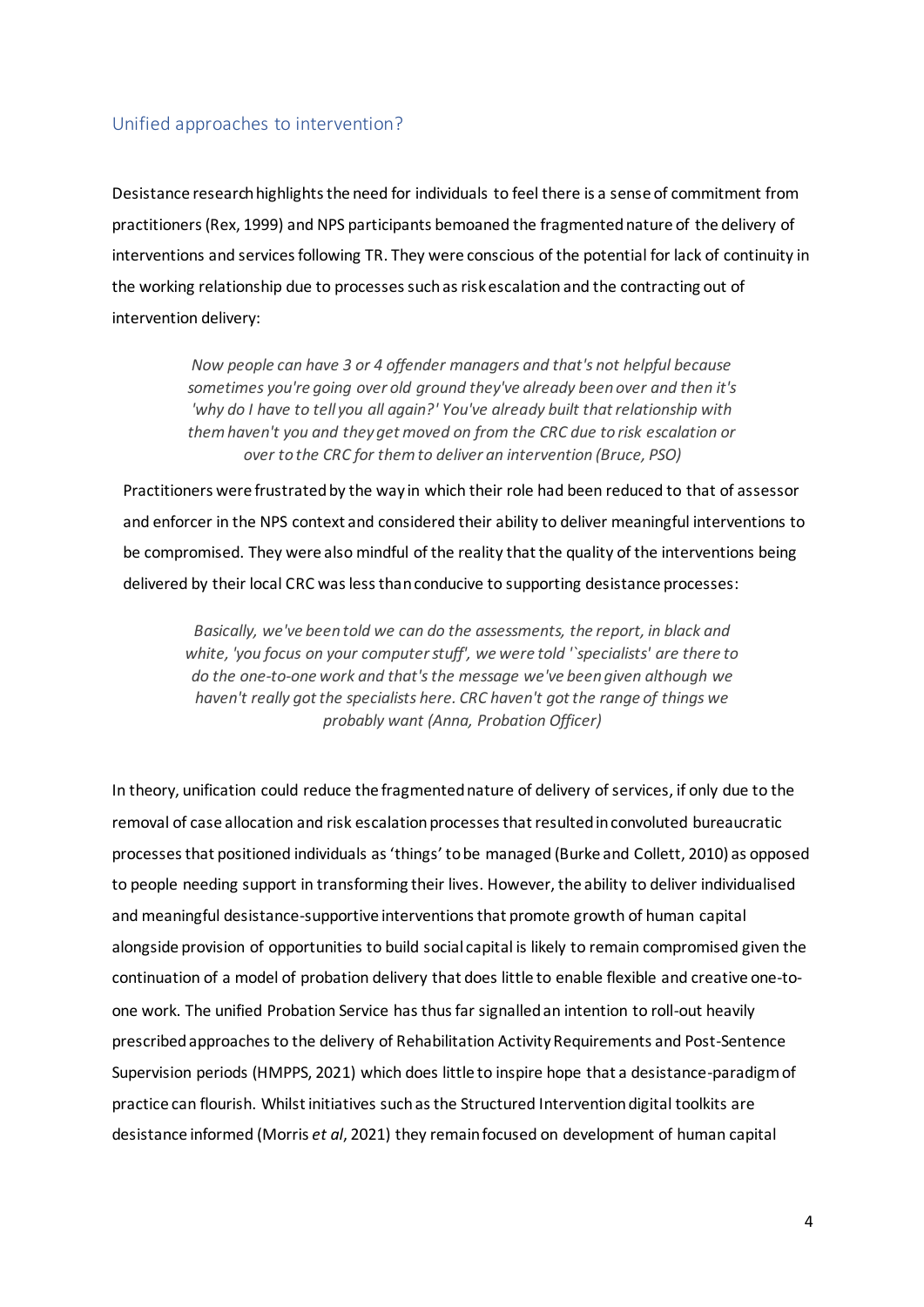## Unified approaches to intervention?

Desistance research highlights the need for individuals to feel there is a sense of commitment from practitioners (Rex, 1999) and NPS participants bemoaned the fragmented nature of the delivery of interventions and services following TR. They were conscious of the potential for lack of continuity in the working relationship due to processes such as risk escalation and the contracting out of intervention delivery:

> *Now people can have 3 or 4 offender managers and that's not helpful because sometimes you're going over old ground they've already been over and then it's 'why do I have to tell you all again?' You've already built that relationship with them haven't you and they get moved on from the CRC due to risk escalation or over to the CRC for them to deliver an intervention (Bruce, PSO)*

Practitioners were frustrated by the way in which their role had been reduced to that of assessor and enforcer in the NPS context and considered their ability to deliver meaningful interventions to be compromised. They were also mindful of the reality that the quality of the interventions being delivered by their local CRC was less than conducive to supporting desistance processes:

> *Basically, we've been told we can do the assessments, the report, in black and white, 'you focus on your computer stuff', we were told '`specialists' are there to do the one-to-one work and that's the message we've been given although we haven't really got the specialists here. CRC haven't got the range of things we probably want (Anna, Probation Officer)*

In theory, unification could reduce the fragmented nature of delivery of services, if only due to the removal of case allocation and risk escalation processes that resulted in convoluted bureaucratic processes that positioned individuals as 'things' to be managed (Burke and Collett, 2010) as opposed to people needing support in transforming their lives. However, the ability to deliver individualised and meaningful desistance-supportive interventions that promote growth of human capital alongside provision of opportunities to build social capital is likely to remain compromised given the continuation of a model of probation delivery that does little to enable flexible and creative one-to-one work. The unified Probation Service has thus far signalled an intention to roll-out heavily prescribed approaches to the delivery of Rehabilitation Activity Requirements and Post-Sentence Supervision periods (HMPPS, 2021) which does little to inspire hope that a desistance-paradigm of practice can flourish. Whilst initiatives such as the Structured Intervention digital toolkits are desistance informed (Morris *et al*, 2021) they remain focused on development of human capital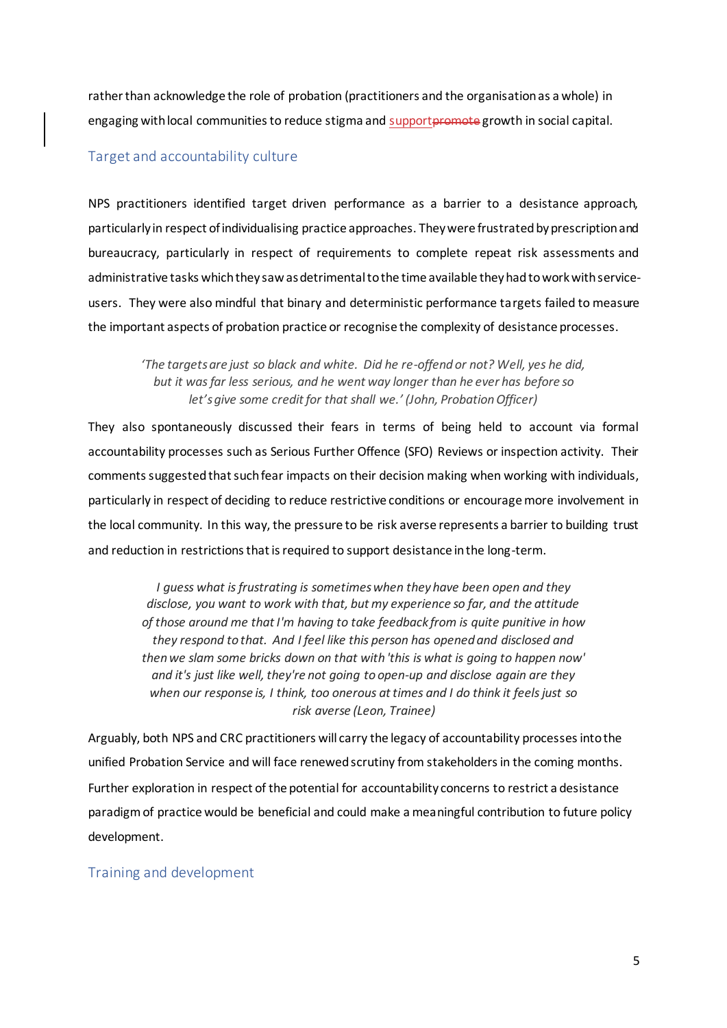rather than acknowledge the role of probation (practitioners and the organisation as a whole) in engaging with local communities to reduce stigma and support growth in social capital.

## Target and accountability culture

NPS practitioners identified target driven performance as a barrier to a desistance approach, particularly in respect of individualising practice approaches. They were frustrated by prescription and bureaucracy, particularly in respect of requirements to complete repeat risk assessments and administrative tasks which they saw as detrimental to the time available they had to work with service-users. They were also mindful that binary and deterministic performance targets failed to measure the important aspects of probation practice or recognise the complexity of desistance processes.

> *'The targets are just so black and white. Did he re-offend or not? Well, yes he did, but it was far less serious, and he went way longer than he ever has before so let's give some credit for that shall we.' (John, Probation Officer)*

They also spontaneously discussed their fears in terms of being held to account via formal accountability processes such as Serious Further Offence (SFO) Reviews or inspection activity. Their comments suggested that such fear impacts on their decision making when working with individuals, particularly in respect of deciding to reduce restrictive conditions or encourage more involvement in the local community. In this way, the pressure to be risk averse represents a barrier to building trust and reduction in restrictions that is required to support desistance in the long-term.

> *I guess what is frustrating is sometimes when they have been open and they disclose, you want to work with that, but my experience so far, and the attitude of those around me that I'm having to take feedback from is quite punitive in how they respond to that. And I feel like this person has opened and disclosed and then we slam some bricks down on that with 'this is what is going to happen now' and it's just like well, they're not going to open-up and disclose again are they when our response is, I think, too onerous at times and I do think it feels just so risk averse (Leon, Trainee)*

Arguably, both NPS and CRC practitioners will carry the legacy of accountability processes into the unified Probation Service and will face renewed scrutiny from stakeholders in the coming months. Further exploration in respect of the potential for accountability concerns to restrict a desistance paradigm of practice would be beneficial and could make a meaningful contribution to future policy development.

## Training and development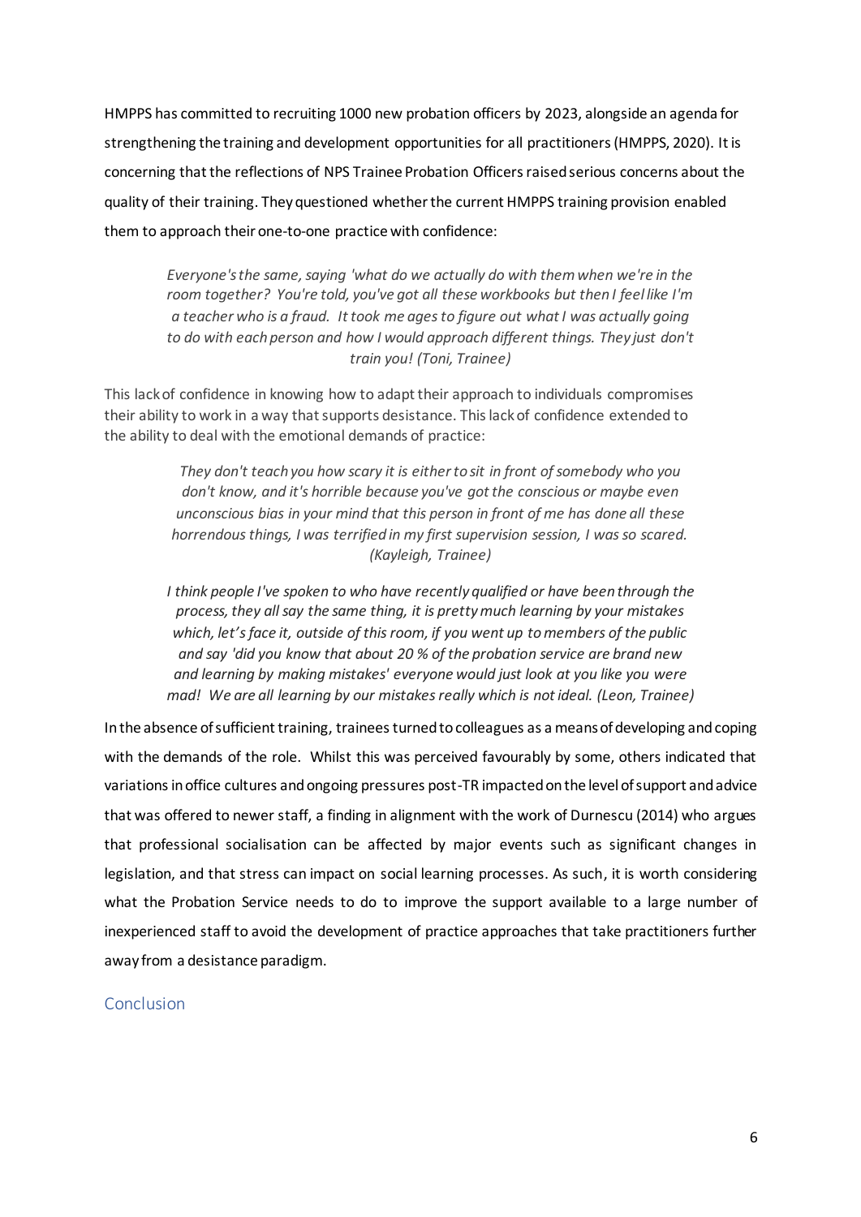HMPPS has committed to recruiting 1000 new probation officers by 2023, alongside an agenda for strengthening the training and development opportunities for all practitioners (HMPPS, 2020). It is concerning that the reflections of NPS Trainee Probation Officers raised serious concerns about the quality of their training. They questioned whether the current HMPPS training provision enabled them to approach their one-to-one practice with confidence:

> *Everyone's the same, saying 'what do we actually do with them when we're in the room together? You're told, you've got all these workbooks but then I feel like I'm a teacher who is a fraud. It took me ages to figure out what I was actually going to do with each person and how I would approach different things. They just don't train you! (Toni, Trainee)*

This lack of confidence in knowing how to adapt their approach to individuals compromises their ability to work in a way that supports desistance. This lack of confidence extended to the ability to deal with the emotional demands of practice:

> *They don't teach you how scary it is either to sit in front of somebody who you don't know, and it's horrible because you've got the conscious or maybe even unconscious bias in your mind that this person in front of me has done all these horrendous things, I was terrified in my first supervision session, I was so scared. (Kayleigh, Trainee)*

> *I think people I've spoken to who have recently qualified or have been through the process, they all say the same thing, it is pretty much learning by your mistakes which, let's face it, outside of this room, if you went up to members of the public and say 'did you know that about 20 % of the probation service are brand new and learning by making mistakes' everyone would just look at you like you were mad! We are all learning by our mistakes really which is not ideal. (Leon, Trainee)*

In the absence of sufficient training, trainees turned to colleagues as a means of developing and coping with the demands of the role. Whilst this was perceived favourably by some, others indicated that variations in office cultures and ongoing pressures post-TR impacted on the level of support and advice that was offered to newer staff, a finding in alignment with the work of Durnescu (2014) who argues that professional socialisation can be affected by major events such as significant changes in legislation, and that stress can impact on social learning processes. As such, it is worth considering what the Probation Service needs to do to improve the support available to a large number of inexperienced staff to avoid the development of practice approaches that take practitioners further away from a desistance paradigm.

## Conclusion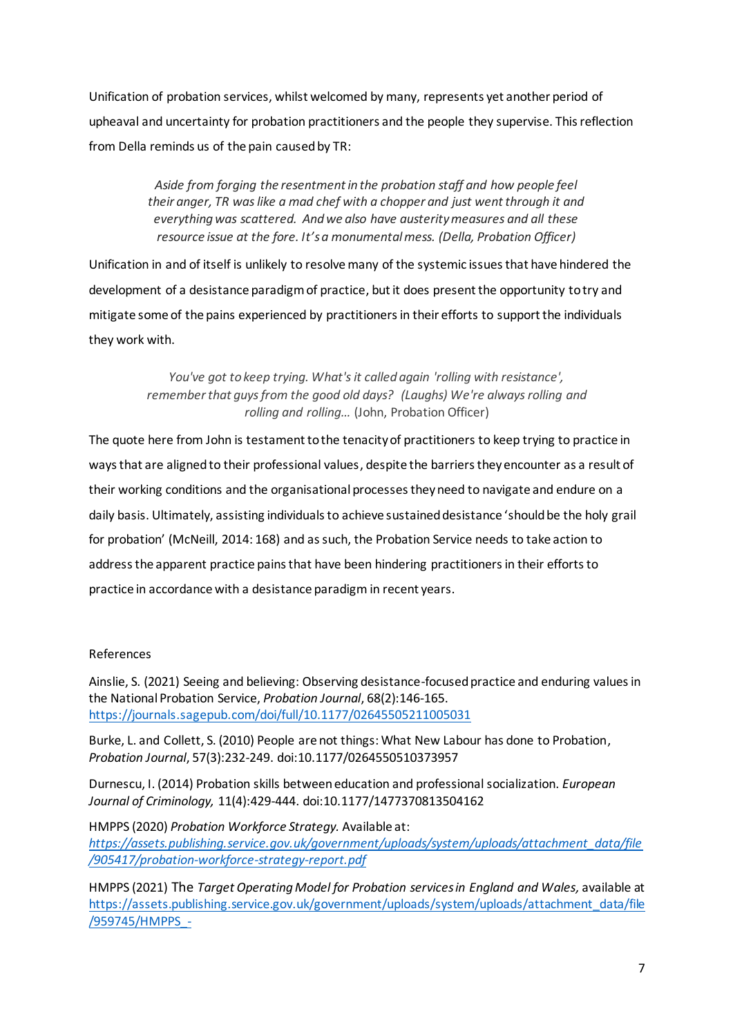Unification of probation services, whilst welcomed by many, represents yet another period of upheaval and uncertainty for probation practitioners and the people they supervise. This reflection from Della reminds us of the pain caused by TR:

> *Aside from forging the resentment in the probation staff and how people feel their anger, TR was like a mad chef with a chopper and just went through it and everything was scattered. And we also have austerity measures and all these resource issue at the fore. It's a monumental mess. (Della, Probation Officer)*

Unification in and of itself is unlikely to resolve many of the systemic issues that have hindered the development of a desistance paradigm of practice, but it does present the opportunity to try and mitigate some of the pains experienced by practitioners in their efforts to support the individuals they work with.

> *You've got to keep trying. What's it called again 'rolling with resistance', remember that guys from the good old days? (Laughs) We're always rolling and rolling and rolling…* (John, Probation Officer)

The quote here from John is testament to the tenacity of practitioners to keep trying to practice in ways that are aligned to their professional values, despite the barriers they encounter as a result of their working conditions and the organisational processes they need to navigate and endure on a daily basis. Ultimately, assisting individuals to achieve sustained desistance 'should be the holy grail for probation' (McNeill, 2014: 168) and as such, the Probation Service needs to take action to address the apparent practice pains that have been hindering practitioners in their efforts to practice in accordance with a desistance paradigm in recent years.

References

Ainslie, S. (2021) Seeing and believing: Observing desistance-focused practice and enduring values in the National Probation Service, *Probation Journal*, 68(2):146-165. https://journals.sagepub.com/doi/full/10.1177/02645505211005031

Burke, L. and Collett, S. (2010) People are not things: What New Labour has done to Probation, *Probation Journal*, 57(3):232-249. doi:10.1177/0264550510373957

Durnescu, I. (2014) Probation skills between education and professional socialization. *European Journal of Criminology,* 11(4):429-444. doi:10.1177/1477370813504162

HMPPS (2020) *Probation Workforce Strategy.* Available at: *https://assets.publishing.service.gov.uk/government/uploads/system/uploads/attachment_data/file/905417/probation-workforce-strategy-report.pdf*

HMPPS (2021) The *Target Operating Model for Probation services in England and Wales,* available at https://assets.publishing.service.gov.uk/government/uploads/system/uploads/attachment_data/file/959745/HMPPS_-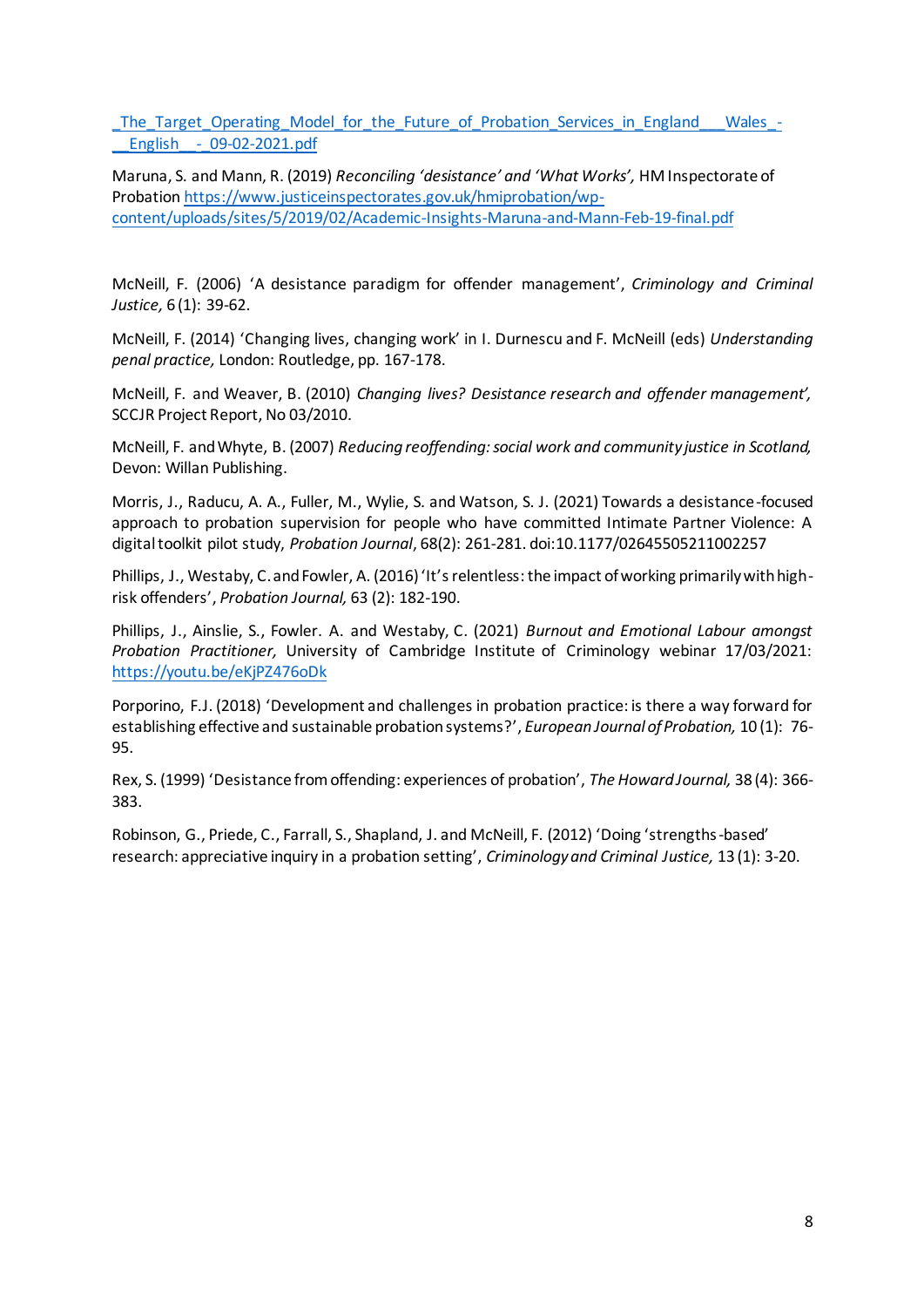_The_Target_Operating_Model_for_the_Future_of_Probation_Services_in_England___Wales_-__English__-_09-02-2021.pdf

Maruna, S. and Mann, R. (2019) *Reconciling 'desistance' and 'What Works',* HM Inspectorate of Probation https://www.justiceinspectorates.gov.uk/hmiprobation/wp-content/uploads/sites/5/2019/02/Academic-Insights-Maruna-and-Mann-Feb-19-final.pdf

McNeill, F. (2006) 'A desistance paradigm for offender management', *Criminology and Criminal Justice,* 6 (1): 39-62.

McNeill, F. (2014) 'Changing lives, changing work' in I. Durnescu and F. McNeill (eds) *Understanding penal practice,* London: Routledge, pp. 167-178.

McNeill, F. and Weaver, B. (2010) *Changing lives? Desistance research and offender management',* SCCJR Project Report, No 03/2010.

McNeill, F. and Whyte, B. (2007) *Reducing reoffending: social work and community justice in Scotland,* Devon: Willan Publishing.

Morris, J., Raducu, A. A., Fuller, M., Wylie, S. and Watson, S. J. (2021) Towards a desistance-focused approach to probation supervision for people who have committed Intimate Partner Violence: A digital toolkit pilot study, *Probation Journal*, 68(2): 261-281. doi:10.1177/02645505211002257

Phillips, J., Westaby, C. and Fowler, A. (2016) 'It's relentless: the impact of working primarily with high-risk offenders', *Probation Journal,* 63 (2): 182-190.

Phillips, J., Ainslie, S., Fowler. A. and Westaby, C. (2021) *Burnout and Emotional Labour amongst Probation Practitioner,* University of Cambridge Institute of Criminology webinar 17/03/2021: https://youtu.be/eKjPZ476oDk

Porporino, F.J. (2018) 'Development and challenges in probation practice: is there a way forward for establishing effective and sustainable probation systems?', *European Journal of Probation,* 10 (1): 76-95.

Rex, S. (1999) 'Desistance from offending: experiences of probation', *The Howard Journal,* 38 (4): 366-383.

Robinson, G., Priede, C., Farrall, S., Shapland, J. and McNeill, F. (2012) 'Doing 'strengths-based' research: appreciative inquiry in a probation setting', *Criminology and Criminal Justice,* 13 (1): 3-20.